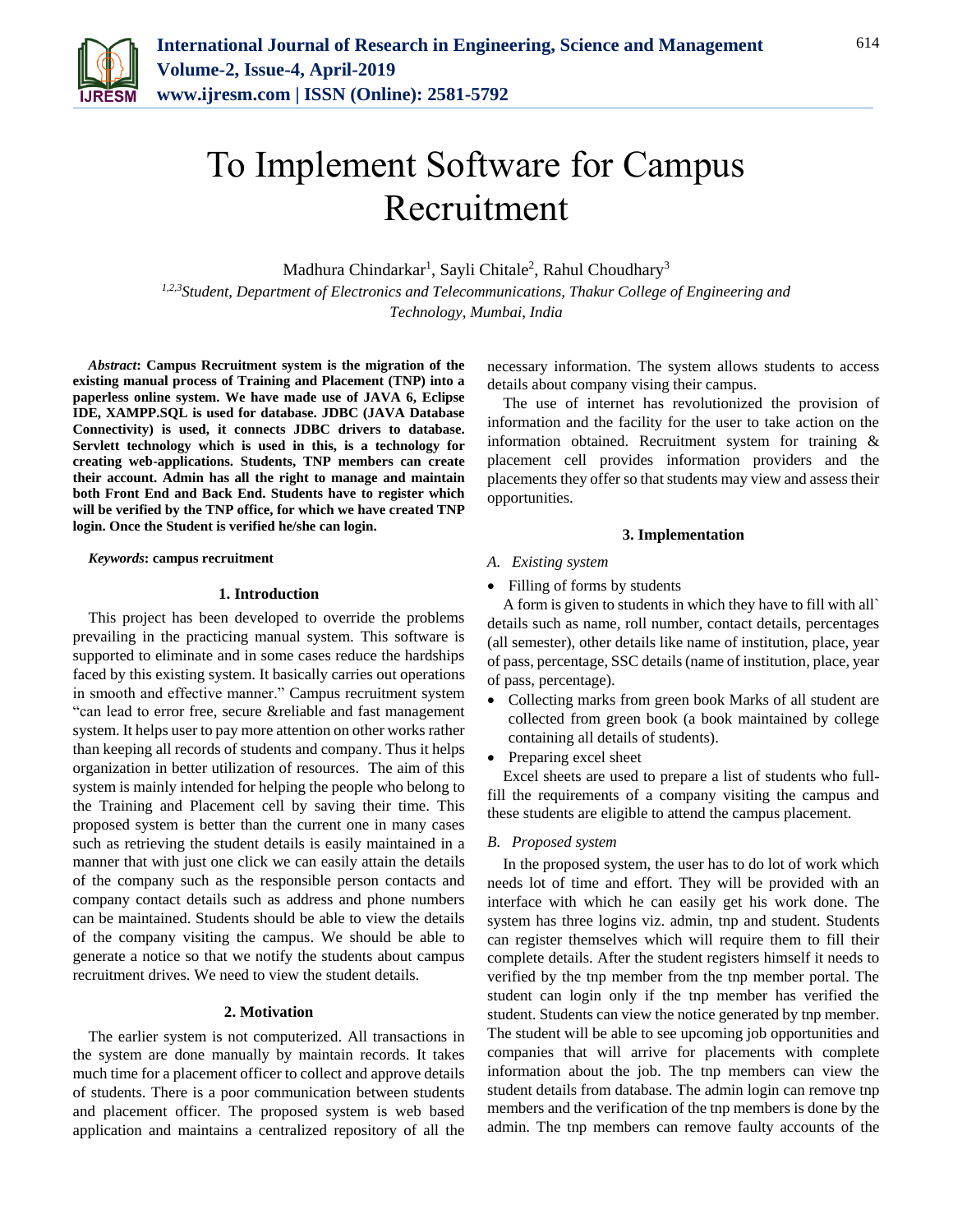# To Implement Software for Campus Recruitment

Madhura Chindarkar[1], Sayli Chitale[2], Rahul Choudhary[3]

[1,2,3]*Student, Department of Electronics and Telecommunications, Thakur College of Engineering and Technology, Mumbai, India*

***Abstract*: Campus Recruitment system is the migration of the existing manual process of Training and Placement (TNP) into a paperless online system. We have made use of JAVA 6, Eclipse IDE, XAMPP.SQL is used for database. JDBC (JAVA Database Connectivity) is used, it connects JDBC drivers to database. Servlett technology which is used in this, is a technology for creating web-applications. Students, TNP members can create their account. Admin has all the right to manage and maintain both Front End and Back End. Students have to register which will be verified by the TNP office, for which we have created TNP login. Once the Student is verified he/she can login.**

***Keywords*: campus recruitment**

## 1. Introduction

This project has been developed to override the problems prevailing in the practicing manual system. This software is supported to eliminate and in some cases reduce the hardships faced by this existing system. It basically carries out operations in smooth and effective manner." Campus recruitment system "can lead to error free, secure &reliable and fast management system. It helps user to pay more attention on other works rather than keeping all records of students and company. Thus it helps organization in better utilization of resources. The aim of this system is mainly intended for helping the people who belong to the Training and Placement cell by saving their time. This proposed system is better than the current one in many cases such as retrieving the student details is easily maintained in a manner that with just one click we can easily attain the details of the company such as the responsible person contacts and company contact details such as address and phone numbers can be maintained. Students should be able to view the details of the company visiting the campus. We should be able to generate a notice so that we notify the students about campus recruitment drives. We need to view the student details.

## 2. Motivation

The earlier system is not computerized. All transactions in the system are done manually by maintain records. It takes much time for a placement officer to collect and approve details of students. There is a poor communication between students and placement officer. The proposed system is web based application and maintains a centralized repository of all the necessary information. The system allows students to access details about company vising their campus.

The use of internet has revolutionized the provision of information and the facility for the user to take action on the information obtained. Recruitment system for training & placement cell provides information providers and the placements they offer so that students may view and assess their opportunities.

## 3. Implementation

### *A. Existing system*

- Filling of forms by students

A form is given to students in which they have to fill with all` details such as name, roll number, contact details, percentages (all semester), other details like name of institution, place, year of pass, percentage, SSC details (name of institution, place, year of pass, percentage).

- Collecting marks from green book Marks of all student are collected from green book (a book maintained by college containing all details of students).
- Preparing excel sheet

Excel sheets are used to prepare a list of students who full-fill the requirements of a company visiting the campus and these students are eligible to attend the campus placement.

### *B. Proposed system*

In the proposed system, the user has to do lot of work which needs lot of time and effort. They will be provided with an interface with which he can easily get his work done. The system has three logins viz. admin, tnp and student. Students can register themselves which will require them to fill their complete details. After the student registers himself it needs to verified by the tnp member from the tnp member portal. The student can login only if the tnp member has verified the student. Students can view the notice generated by tnp member. The student will be able to see upcoming job opportunities and companies that will arrive for placements with complete information about the job. The tnp members can view the student details from database. The admin login can remove tnp members and the verification of the tnp members is done by the admin. The tnp members can remove faulty accounts of the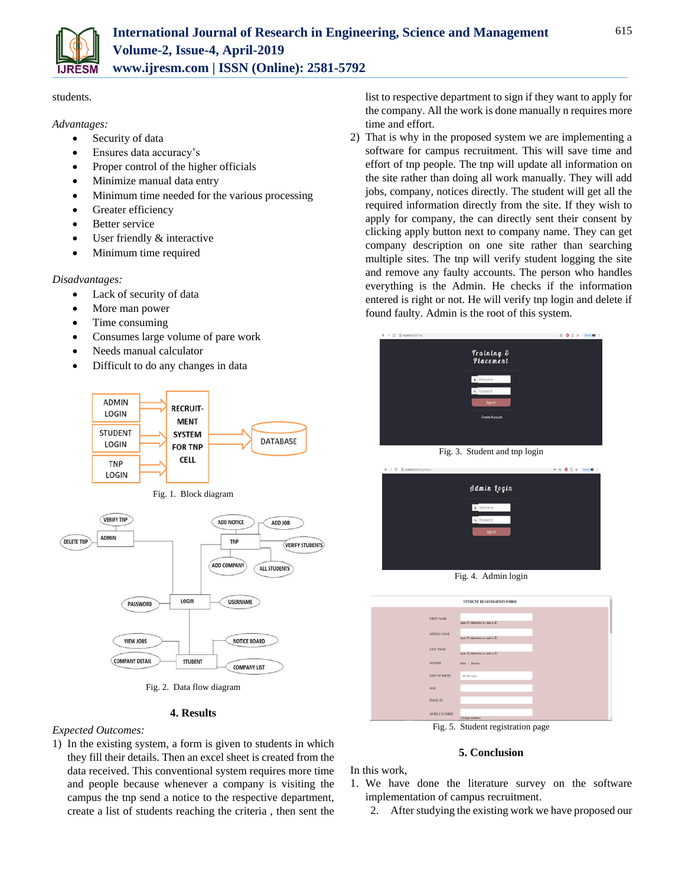students.

*Advantages:*

- Security of data
- Ensures data accuracy's
- Proper control of the higher officials
- Minimize manual data entry
- Minimum time needed for the various processing
- Greater efficiency
- Better service
- User friendly & interactive
- Minimum time required

*Disadvantages:*

- Lack of security of data
- More man power
- Time consuming
- Consumes large volume of pare work
- Needs manual calculator
- Difficult to do any changes in data

Fig. 1. Block diagram

Fig. 2. Data flow diagram

## 4. Results

*Expected Outcomes:*

1) In the existing system, a form is given to students in which they fill their details. Then an excel sheet is created from the data received. This conventional system requires more time and people because whenever a company is visiting the campus the tnp send a notice to the respective department, create a list of students reaching the criteria , then sent the list to respective department to sign if they want to apply for the company. All the work is done manually n requires more time and effort.
2) That is why in the proposed system we are implementing a software for campus recruitment. This will save time and effort of tnp people. The tnp will update all information on the site rather than doing all work manually. They will add jobs, company, notices directly. The student will get all the required information directly from the site. If they wish to apply for company, the can directly sent their consent by clicking apply button next to company name. They can get company description on one site rather than searching multiple sites. The tnp will verify student logging the site and remove any faulty accounts. The person who handles everything is the Admin. He checks if the information entered is right or not. He will verify tnp login and delete if found faulty. Admin is the root of this system.

Fig. 3. Student and tnp login

Fig. 4. Admin login

Fig. 5. Student registration page

## 5. Conclusion

In this work,

1. We have done the literature survey on the software implementation of campus recruitment.
2. After studying the existing work we have proposed our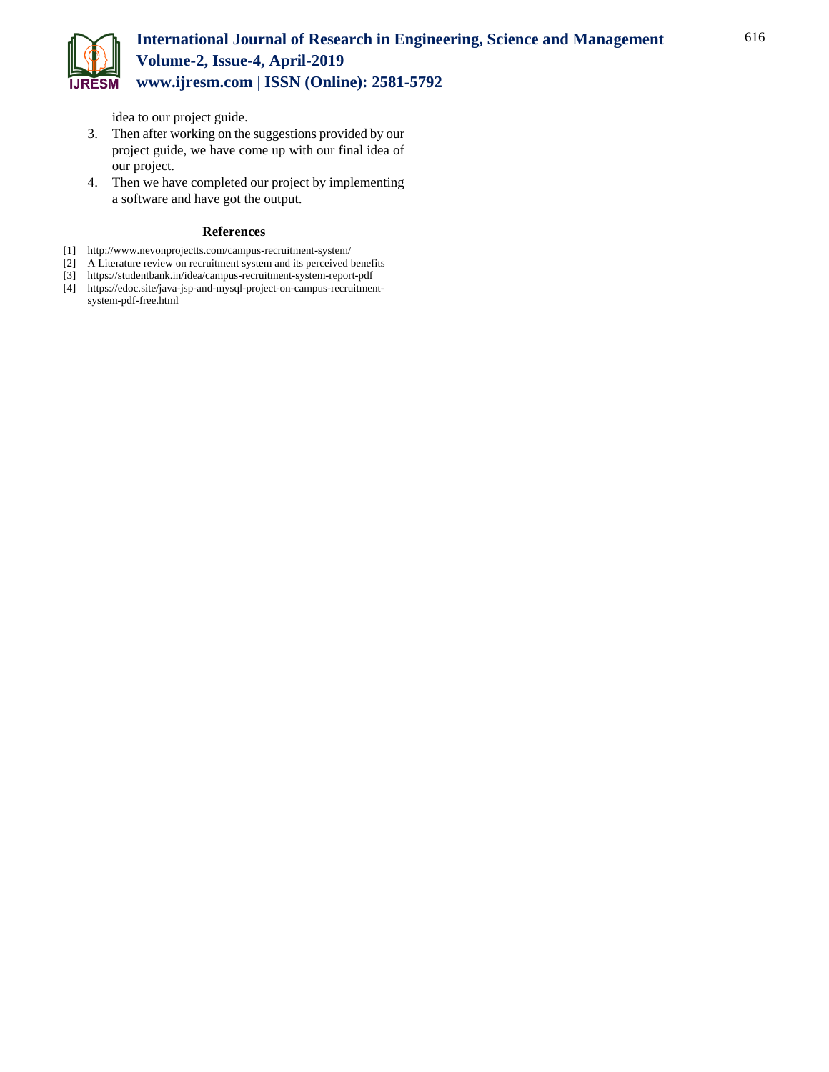idea to our project guide.

3. Then after working on the suggestions provided by our project guide, we have come up with our final idea of our project.
4. Then we have completed our project by implementing a software and have got the output.

## References

[1] http://www.nevonprojectts.com/campus-recruitment-system/
[2] A Literature review on recruitment system and its perceived benefits
[3] https://studentbank.in/idea/campus-recruitment-system-report-pdf
[4] https://edoc.site/java-jsp-and-mysql-project-on-campus-recruitment-system-pdf-free.html